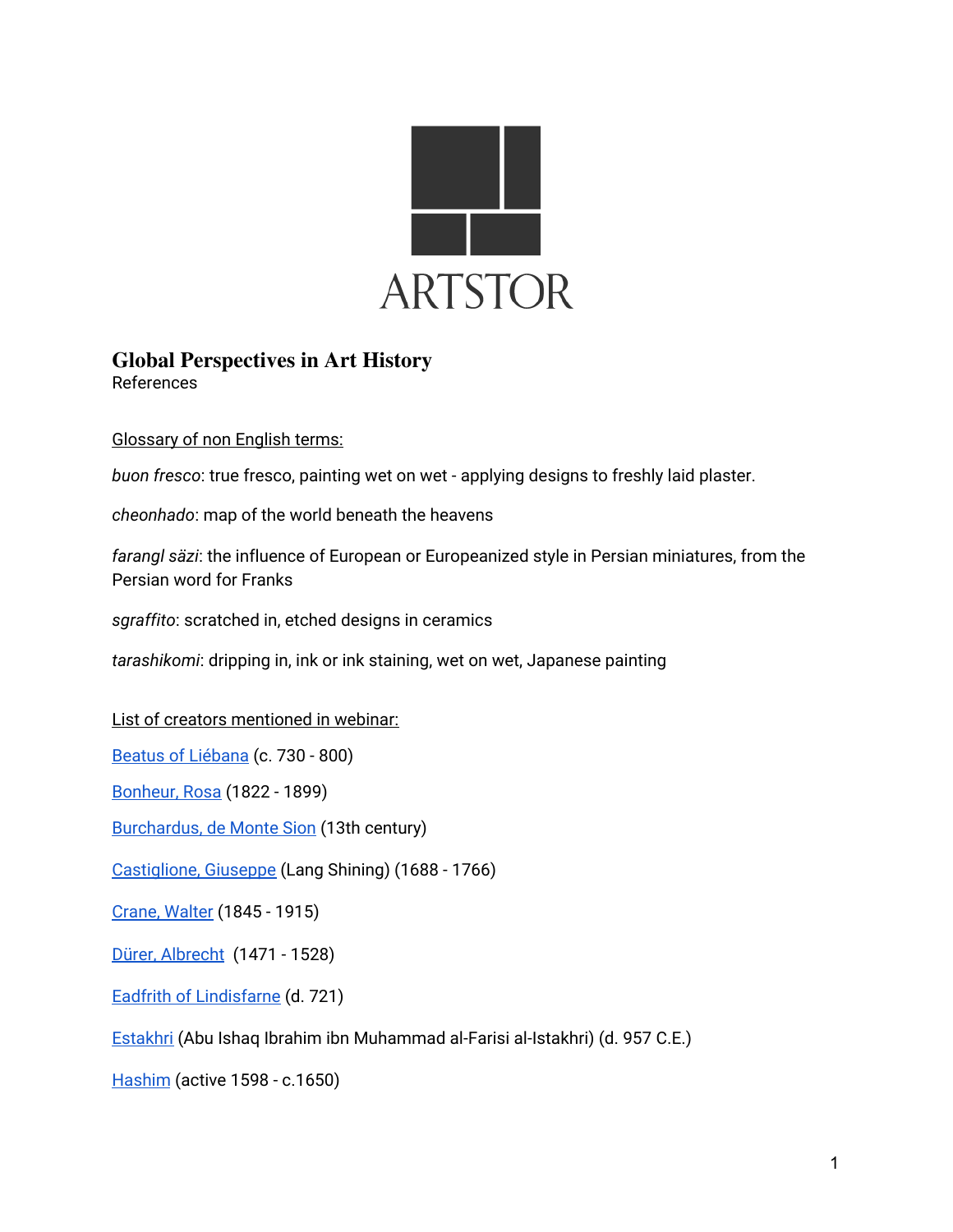ARTSTOR

# Global Perspectives in Art History

References

Glossary of non English terms:

*buon fresco*: true fresco, painting wet on wet - applying designs to freshly laid plaster.

*cheonhado*: map of the world beneath the heavens

*farangl säzi*: the influence of European or Europeanized style in Persian miniatures, from the Persian word for Franks

*sgraffito*: scratched in, etched designs in ceramics

*tarashikomi*: dripping in, ink or ink staining, wet on wet, Japanese painting

List of creators mentioned in webinar:

Beatus of Liébana (c. 730 - 800)

Bonheur, Rosa (1822 - 1899)

Burchardus, de Monte Sion (13th century)

Castiglione, Giuseppe (Lang Shining) (1688 - 1766)

Crane, Walter (1845 - 1915)

Dürer, Albrecht (1471 - 1528)

Eadfrith of Lindisfarne (d. 721)

Estakhri (Abu Ishaq Ibrahim ibn Muhammad al-Farisi al-Istakhri) (d. 957 C.E.)

Hashim (active 1598 - c.1650)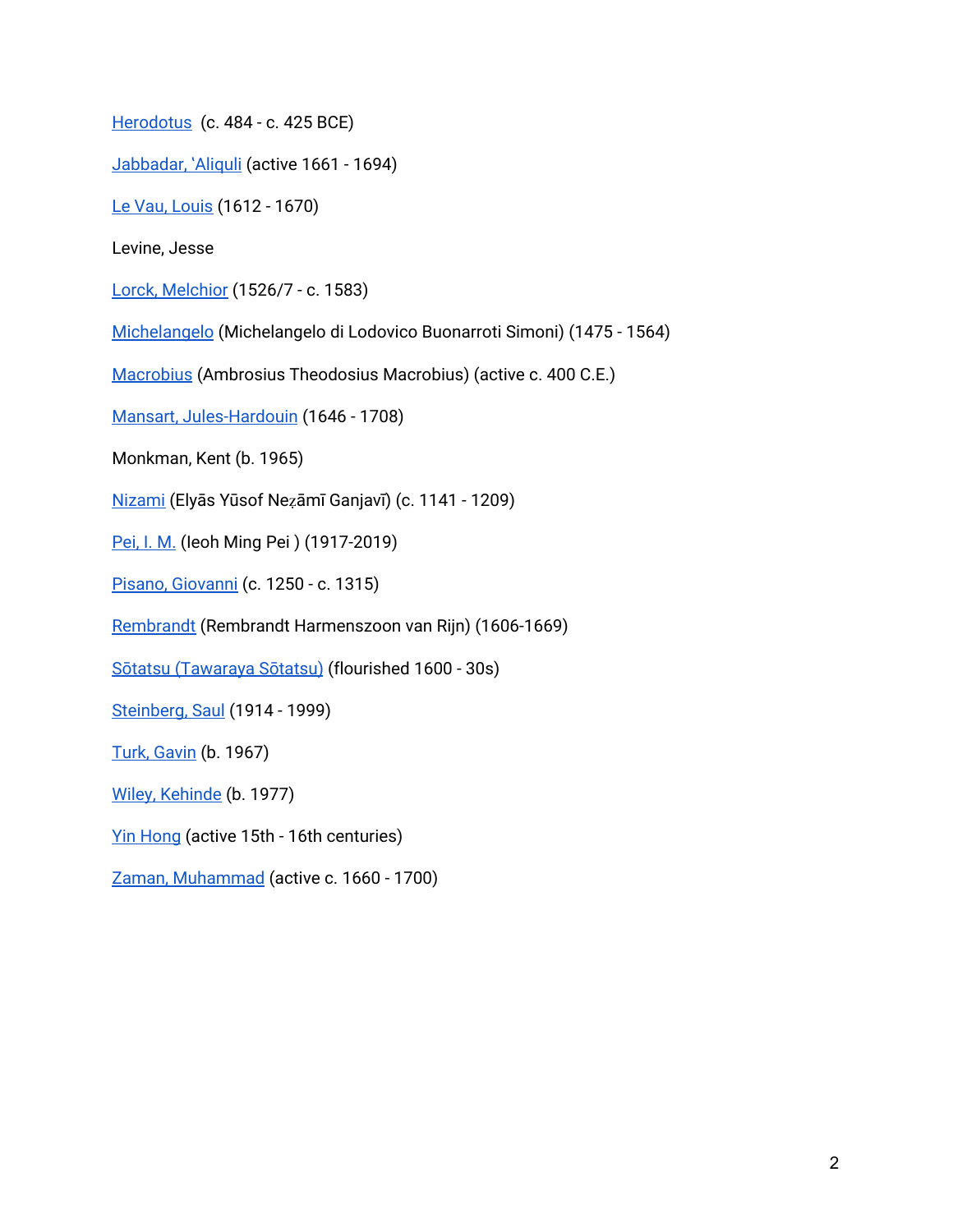Herodotus (c. 484 - c. 425 BCE)

Jabbadar, ʿAliquli (active 1661 - 1694)

Le Vau, Louis (1612 - 1670)

Levine, Jesse

Lorck, Melchior (1526/7 - c. 1583)

Michelangelo (Michelangelo di Lodovico Buonarroti Simoni) (1475 - 1564)

Macrobius (Ambrosius Theodosius Macrobius) (active c. 400 C.E.)

Mansart, Jules-Hardouin (1646 - 1708)

Monkman, Kent (b. 1965)

Nizami (Elyās Yūsof Neẓāmī Ganjavī) (c. 1141 - 1209)

Pei, I. M. (Ieoh Ming Pei ) (1917-2019)

Pisano, Giovanni (c. 1250 - c. 1315)

Rembrandt (Rembrandt Harmenszoon van Rijn) (1606-1669)

Sōtatsu (Tawaraya Sōtatsu) (flourished 1600 - 30s)

Steinberg, Saul (1914 - 1999)

Turk, Gavin (b. 1967)

Wiley, Kehinde (b. 1977)

Yin Hong (active 15th - 16th centuries)

Zaman, Muhammad (active c. 1660 - 1700)